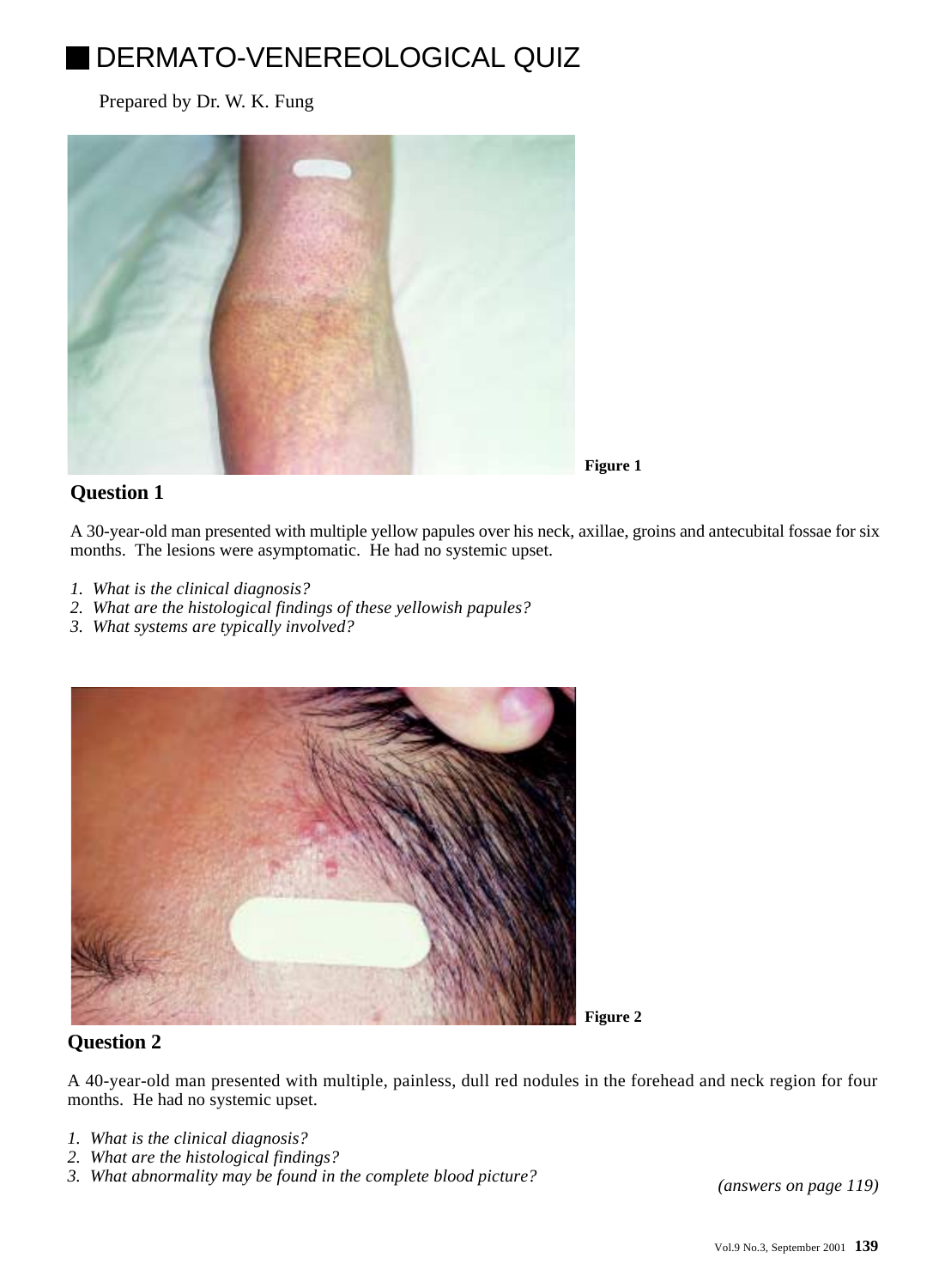# DERMATO-VENEREOLOGICAL QUIZ

Prepared by Dr. W. K. Fung

**Figure 1**

## Question 1

A 30-year-old man presented with multiple yellow papules over his neck, axillae, groins and antecubital fossae for six months. The lesions were asymptomatic. He had no systemic upset.

1. *What is the clinical diagnosis?*
2. *What are the histological findings of these yellowish papules?*
3. *What systems are typically involved?*

**Figure 2**

## Question 2

A 40-year-old man presented with multiple, painless, dull red nodules in the forehead and neck region for four months. He had no systemic upset.

1. *What is the clinical diagnosis?*
2. *What are the histological findings?*
3. *What abnormality may be found in the complete blood picture?*

*(answers on page 119)*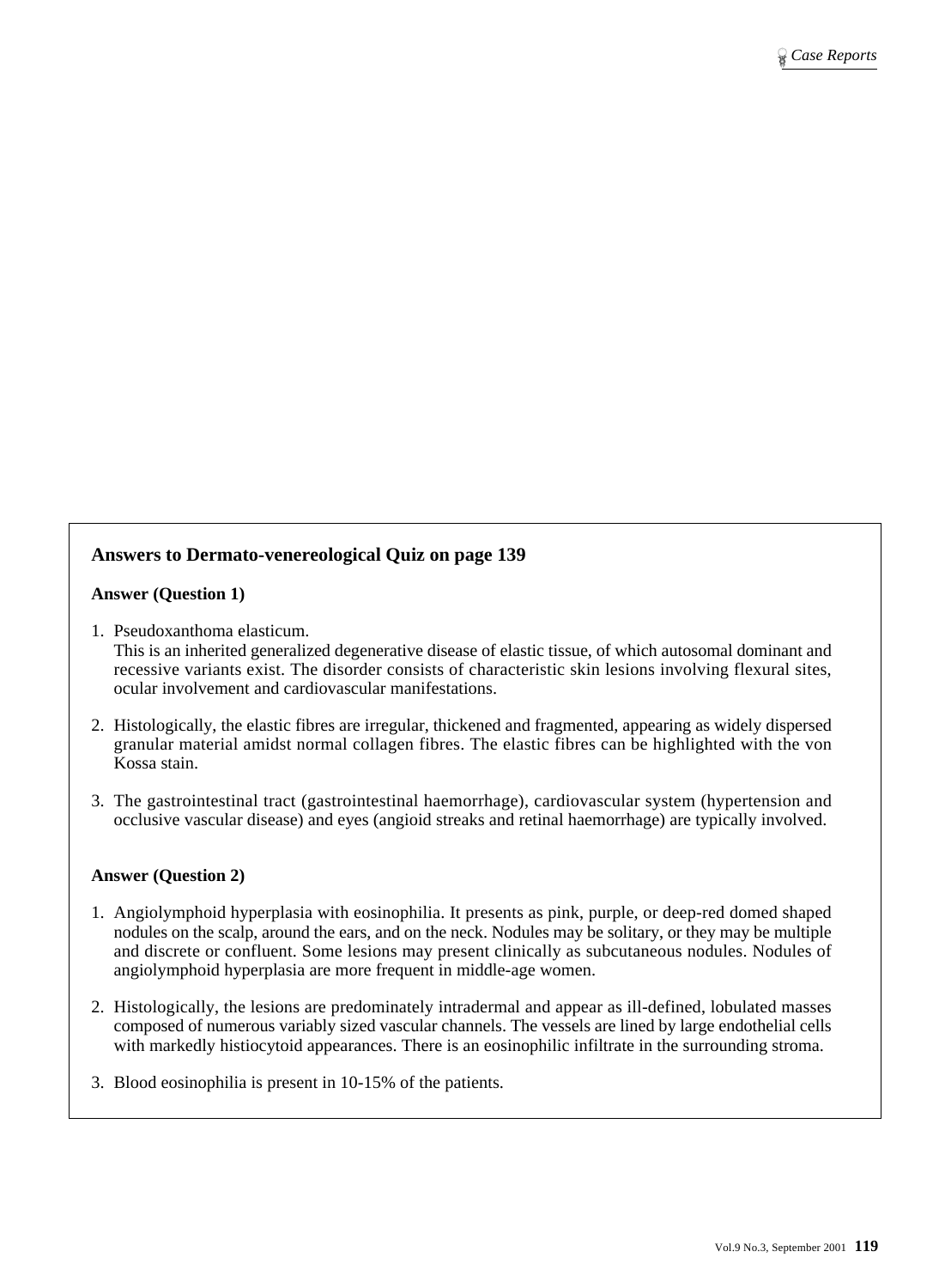## Answers to Dermato-venereological Quiz on page 139

### Answer (Question 1)

1. Pseudoxanthoma elasticum.
   This is an inherited generalized degenerative disease of elastic tissue, of which autosomal dominant and recessive variants exist. The disorder consists of characteristic skin lesions involving flexural sites, ocular involvement and cardiovascular manifestations.

2. Histologically, the elastic fibres are irregular, thickened and fragmented, appearing as widely dispersed granular material amidst normal collagen fibres. The elastic fibres can be highlighted with the von Kossa stain.

3. The gastrointestinal tract (gastrointestinal haemorrhage), cardiovascular system (hypertension and occlusive vascular disease) and eyes (angioid streaks and retinal haemorrhage) are typically involved.

### Answer (Question 2)

1. Angiolymphoid hyperplasia with eosinophilia. It presents as pink, purple, or deep-red domed shaped nodules on the scalp, around the ears, and on the neck. Nodules may be solitary, or they may be multiple and discrete or confluent. Some lesions may present clinically as subcutaneous nodules. Nodules of angiolymphoid hyperplasia are more frequent in middle-age women.

2. Histologically, the lesions are predominately intradermal and appear as ill-defined, lobulated masses composed of numerous variably sized vascular channels. The vessels are lined by large endothelial cells with markedly histiocytoid appearances. There is an eosinophilic infiltrate in the surrounding stroma.

3. Blood eosinophilia is present in 10-15% of the patients.